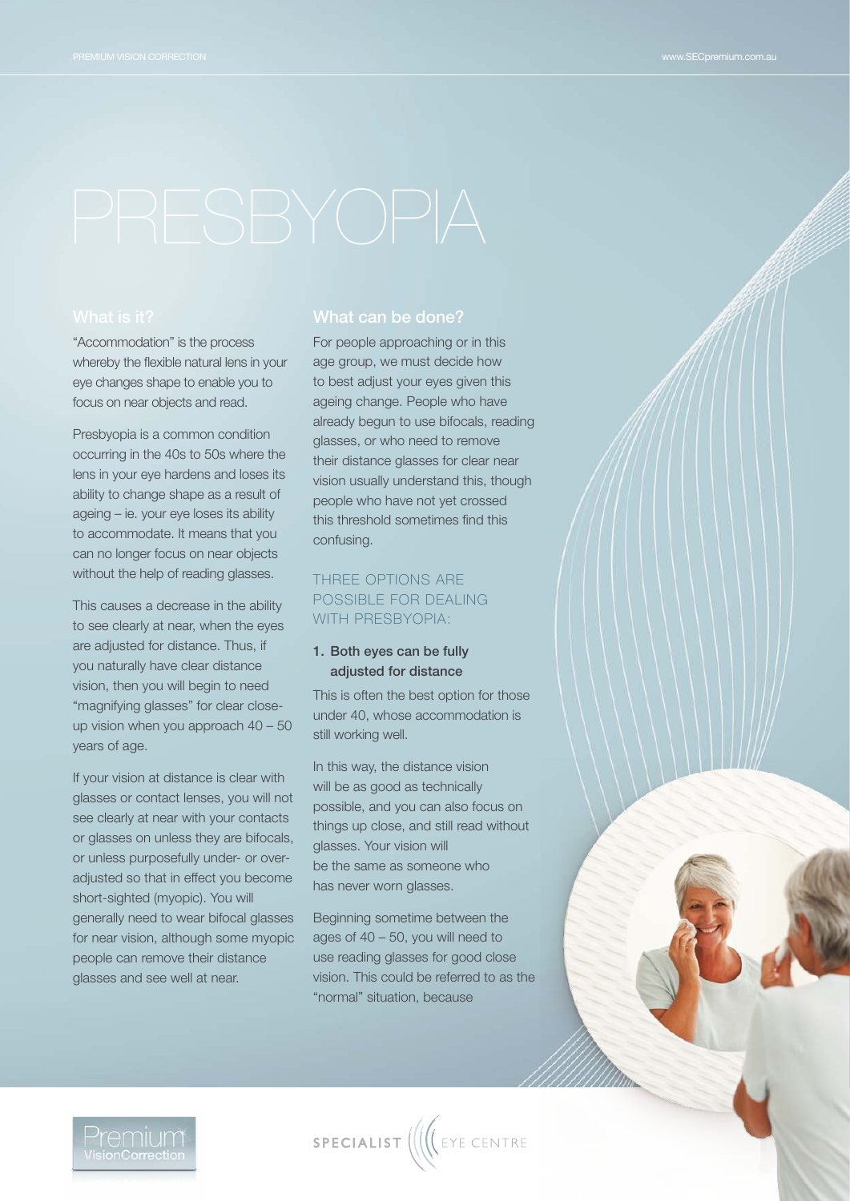# PRESBYOPIA

## What is it?

"Accommodation" is the process whereby the flexible natural lens in your eye changes shape to enable you to focus on near objects and read.

Presbyopia is a common condition occurring in the 40s to 50s where the lens in your eye hardens and loses its ability to change shape as a result of ageing – ie. your eye loses its ability to accommodate. It means that you can no longer focus on near objects without the help of reading glasses.

This causes a decrease in the ability to see clearly at near, when the eyes are adjusted for distance. Thus, if you naturally have clear distance vision, then you will begin to need "magnifying glasses" for clear close-up vision when you approach 40 – 50 years of age.

If your vision at distance is clear with glasses or contact lenses, you will not see clearly at near with your contacts or glasses on unless they are bifocals, or unless purposefully under- or over-adjusted so that in effect you become short-sighted (myopic). You will generally need to wear bifocal glasses for near vision, although some myopic people can remove their distance glasses and see well at near.

## What can be done?

For people approaching or in this age group, we must decide how to best adjust your eyes given this ageing change. People who have already begun to use bifocals, reading glasses, or who need to remove their distance glasses for clear near vision usually understand this, though people who have not yet crossed this threshold sometimes find this confusing.

### THREE OPTIONS ARE POSSIBLE FOR DEALING WITH PRESBYOPIA:

**1. Both eyes can be fully adjusted for distance**

This is often the best option for those under 40, whose accommodation is still working well.

In this way, the distance vision will be as good as technically possible, and you can also focus on things up close, and still read without glasses. Your vision will be the same as someone who has never worn glasses.

Beginning sometime between the ages of 40 – 50, you will need to use reading glasses for good close vision. This could be referred to as the "normal" situation, because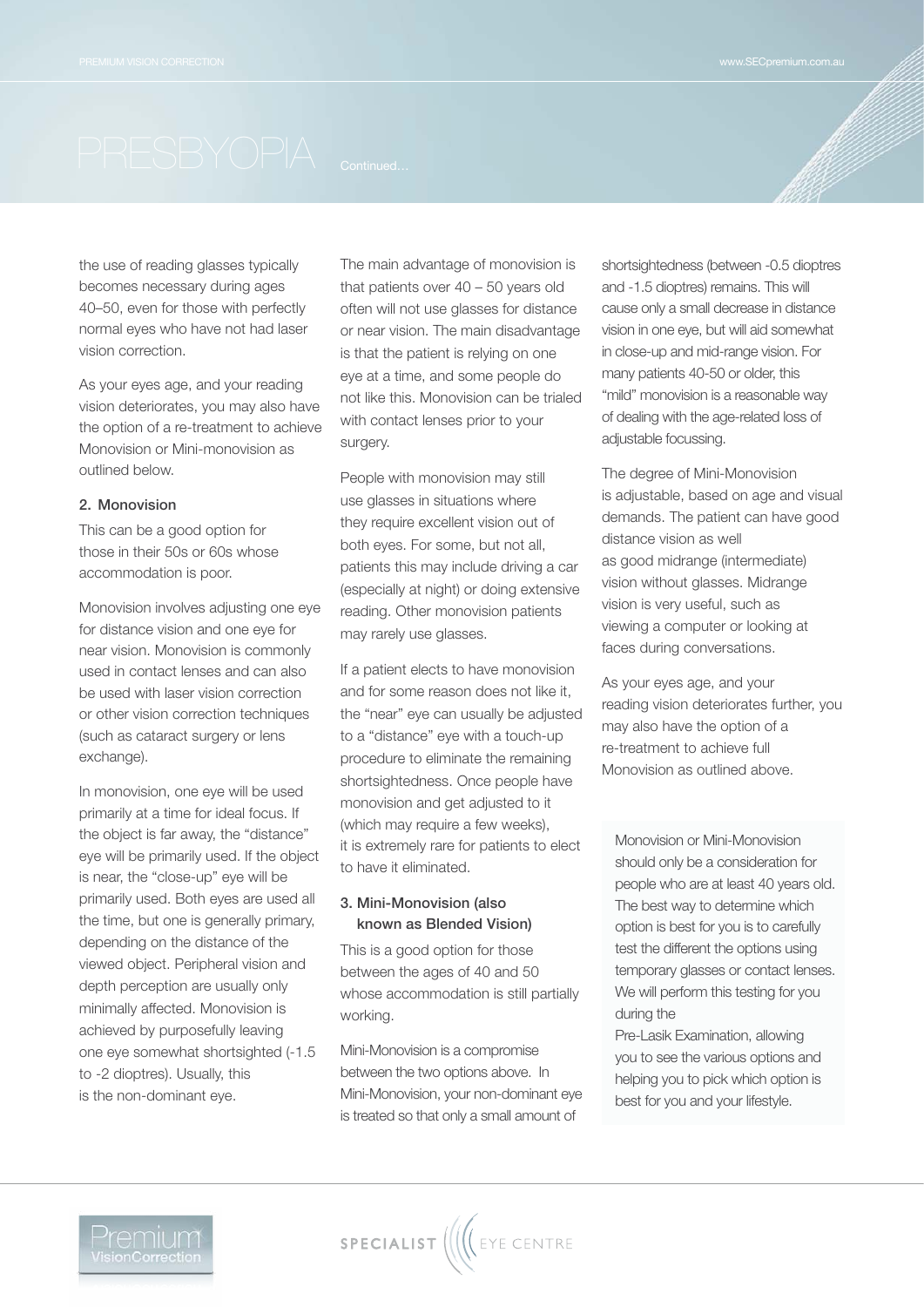# PRESBYOPIA

Continued…

the use of reading glasses typically becomes necessary during ages 40–50, even for those with perfectly normal eyes who have not had laser vision correction.

As your eyes age, and your reading vision deteriorates, you may also have the option of a re-treatment to achieve Monovision or Mini-monovision as outlined below.

### 2. Monovision

This can be a good option for those in their 50s or 60s whose accommodation is poor.

Monovision involves adjusting one eye for distance vision and one eye for near vision. Monovision is commonly used in contact lenses and can also be used with laser vision correction or other vision correction techniques (such as cataract surgery or lens exchange).

In monovision, one eye will be used primarily at a time for ideal focus. If the object is far away, the "distance" eye will be primarily used. If the object is near, the "close-up" eye will be primarily used. Both eyes are used all the time, but one is generally primary, depending on the distance of the viewed object. Peripheral vision and depth perception are usually only minimally affected. Monovision is achieved by purposefully leaving one eye somewhat shortsighted (-1.5 to -2 dioptres). Usually, this is the non-dominant eye.

The main advantage of monovision is that patients over 40 – 50 years old often will not use glasses for distance or near vision. The main disadvantage is that the patient is relying on one eye at a time, and some people do not like this. Monovision can be trialed with contact lenses prior to your surgery.

People with monovision may still use glasses in situations where they require excellent vision out of both eyes. For some, but not all, patients this may include driving a car (especially at night) or doing extensive reading. Other monovision patients may rarely use glasses.

If a patient elects to have monovision and for some reason does not like it, the "near" eye can usually be adjusted to a "distance" eye with a touch-up procedure to eliminate the remaining shortsightedness. Once people have monovision and get adjusted to it (which may require a few weeks), it is extremely rare for patients to elect to have it eliminated.

### 3. Mini-Monovision (also known as Blended Vision)

This is a good option for those between the ages of 40 and 50 whose accommodation is still partially working.

Mini-Monovision is a compromise between the two options above. In Mini-Monovision, your non-dominant eye is treated so that only a small amount of shortsightedness (between -0.5 dioptres and -1.5 dioptres) remains. This will cause only a small decrease in distance vision in one eye, but will aid somewhat in close-up and mid-range vision. For many patients 40-50 or older, this "mild" monovision is a reasonable way of dealing with the age-related loss of adjustable focussing.

The degree of Mini-Monovision is adjustable, based on age and visual demands. The patient can have good distance vision as well as good midrange (intermediate) vision without glasses. Midrange vision is very useful, such as viewing a computer or looking at faces during conversations.

As your eyes age, and your reading vision deteriorates further, you may also have the option of a re-treatment to achieve full Monovision as outlined above.

Monovision or Mini-Monovision should only be a consideration for people who are at least 40 years old. The best way to determine which option is best for you is to carefully test the different options using temporary glasses or contact lenses. We will perform this testing for you during the Pre-Lasik Examination, allowing you to see the various options and helping you to pick which option is best for you and your lifestyle.